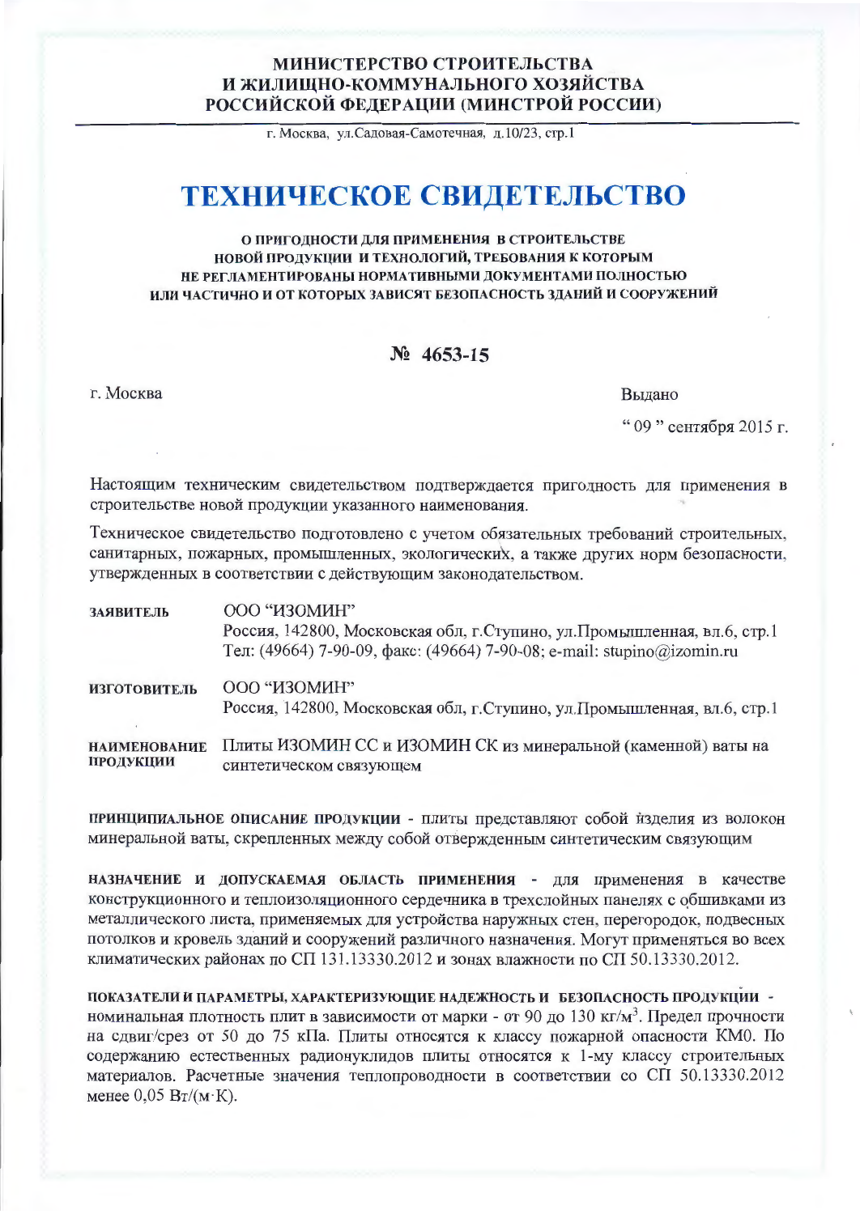**МИНИСТЕРСТВО СТРОИТЕЛЬСТВА**
**И ЖИЛИЩНО-КОММУНАЛЬНОГО ХОЗЯЙСТВА**
**РОССИЙСКОЙ ФЕДЕРАЦИИ (МИНСТРОЙ РОССИИ)**

г. Москва, ул.Садовая-Самотечная, д.10/23, стр.1

# ТЕХНИЧЕСКОЕ СВИДЕТЕЛЬСТВО

**О ПРИГОДНОСТИ ДЛЯ ПРИМЕНЕНИЯ В СТРОИТЕЛЬСТВЕ НОВОЙ ПРОДУКЦИИ И ТЕХНОЛОГИЙ, ТРЕБОВАНИЯ К КОТОРЫМ НЕ РЕГЛАМЕНТИРОВАНЫ НОРМАТИВНЫМИ ДОКУМЕНТАМИ ПОЛНОСТЬЮ ИЛИ ЧАСТИЧНО И ОТ КОТОРЫХ ЗАВИСЯТ БЕЗОПАСНОСТЬ ЗДАНИЙ И СООРУЖЕНИЙ**

## № 4653-15

г. Москва

Выдано

" 09 " сентября 2015 г.

Настоящим техническим свидетельством подтверждается пригодность для применения в строительстве новой продукции указанного наименования.

Техническое свидетельство подготовлено с учетом обязательных требований строительных, санитарных, пожарных, промышленных, экологических, а также других норм безопасности, утвержденных в соответствии с действующим законодательством.

**ЗАЯВИТЕЛЬ** ООО "ИЗОМИН"
Россия, 142800, Московская обл, г.Ступино, ул.Промышленная, вл.6, стр.1
Тел: (49664) 7-90-09, факс: (49664) 7-90-08; e-mail: stupino@izomin.ru

**ИЗГОТОВИТЕЛЬ** ООО "ИЗОМИН"
Россия, 142800, Московская обл, г.Ступино, ул.Промышленная, вл.6, стр.1

**НАИМЕНОВАНИЕ ПРОДУКЦИИ** Плиты ИЗОМИН СС и ИЗОМИН СК из минеральной (каменной) ваты на синтетическом связующем

**ПРИНЦИПИАЛЬНОЕ ОПИСАНИЕ ПРОДУКЦИИ** - плиты представляют собой изделия из волокон минеральной ваты, скрепленных между собой отвержденным синтетическим связующим

**НАЗНАЧЕНИЕ И ДОПУСКАЕМАЯ ОБЛАСТЬ ПРИМЕНЕНИЯ** - для применения в качестве конструкционного и теплоизоляционного сердечника в трехслойных панелях с обшивками из металлического листа, применяемых для устройства наружных стен, перегородок, подвесных потолков и кровель зданий и сооружений различного назначения. Могут применяться во всех климатических районах по СП 131.13330.2012 и зонах влажности по СП 50.13330.2012.

**ПОКАЗАТЕЛИ И ПАРАМЕТРЫ, ХАРАКТЕРИЗУЮЩИЕ НАДЕЖНОСТЬ И БЕЗОПАСНОСТЬ ПРОДУКЦИИ** - номинальная плотность плит в зависимости от марки - от 90 до 130 кг/м$^3$. Предел прочности на сдвиг/срез от 50 до 75 кПа. Плиты относятся к классу пожарной опасности КМ0. По содержанию естественных радионуклидов плиты относятся к 1-му классу строительных материалов. Расчетные значения теплопроводности в соответствии со СП 50.13330.2012 менее 0,05 Вт/(м·К).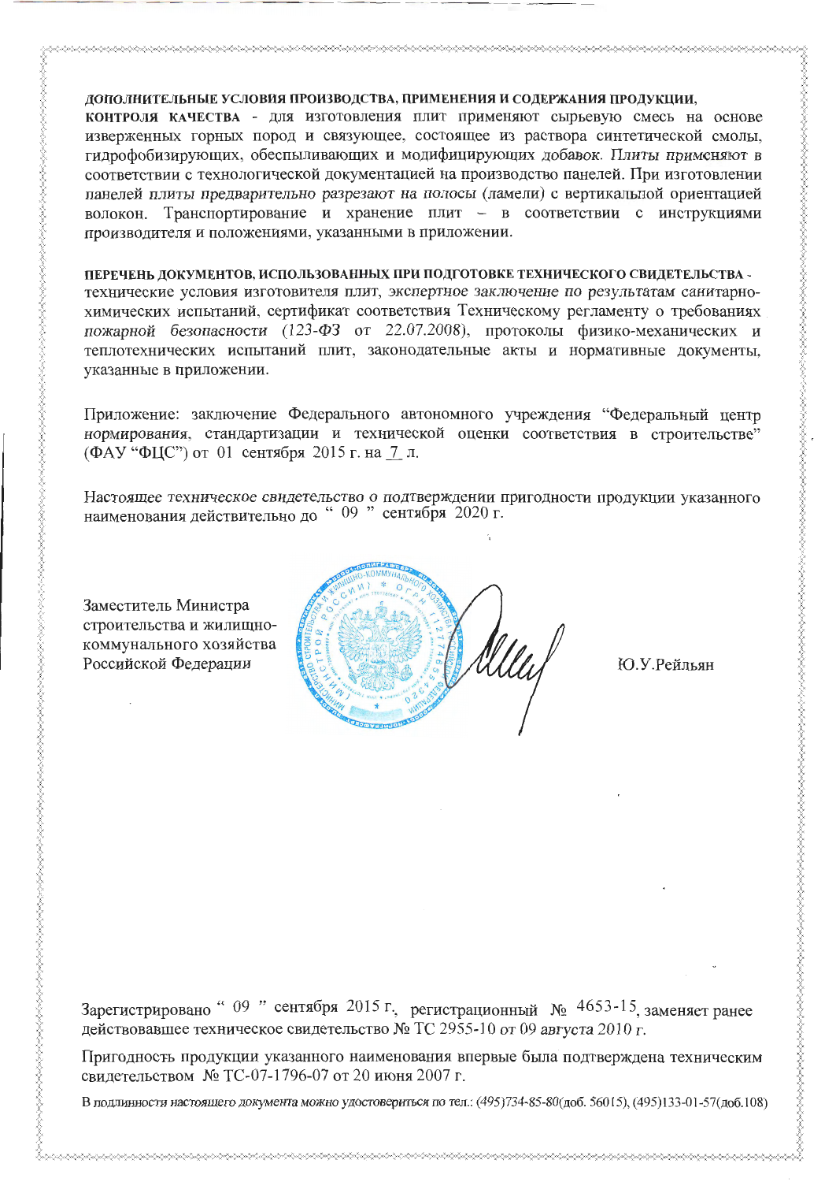**ДОПОЛНИТЕЛЬНЫЕ УСЛОВИЯ ПРОИЗВОДСТВА, ПРИМЕНЕНИЯ И СОДЕРЖАНИЯ ПРОДУКЦИИ, КОНТРОЛЯ КАЧЕСТВА** - для изготовления плит применяют сырьевую смесь на основе изверженных горных пород и связующее, состоящее из раствора синтетической смолы, гидрофобизирующих, обеспыливающих и модифицирующих добавок. Плиты применяют в соответствии с технологической документацией на производство панелей. При изготовлении панелей плиты предварительно разрезают на полосы (ламели) с вертикальной ориентацией волокон. Транспортирование и хранение плит – в соответствии с инструкциями производителя и положениями, указанными в приложении.

**ПЕРЕЧЕНЬ ДОКУМЕНТОВ, ИСПОЛЬЗОВАННЫХ ПРИ ПОДГОТОВКЕ ТЕХНИЧЕСКОГО СВИДЕТЕЛЬСТВА** - технические условия изготовителя плит, экспертное заключение по результатам санитарно-химических испытаний, сертификат соответствия Техническому регламенту о требованиях пожарной безопасности (123-ФЗ от 22.07.2008), протоколы физико-механических и теплотехнических испытаний плит, законодательные акты и нормативные документы, указанные в приложении.

Приложение: заключение Федерального автономного учреждения "Федеральный центр нормирования, стандартизации и технической оценки соответствия в строительстве" (ФАУ "ФЦС") от 01 сентября 2015 г. на 7 л.

Настоящее техническое свидетельство о подтверждении пригодности продукции указанного наименования действительно до " 09 " сентября 2020 г.

Заместитель Министра строительства и жилищно-коммунального хозяйства Российской Федерации

Ю.У.Рейльян

Зарегистрировано " 09 " сентября 2015 г., регистрационный № 4653-15, заменяет ранее действовавшее техническое свидетельство № ТС 2955-10 от 09 августа 2010 г.

Пригодность продукции указанного наименования впервые была подтверждена техническим свидетельством № ТС-07-1796-07 от 20 июня 2007 г.

В подлинности настоящего документа можно удостовериться по тел.: (495)734-85-80(доб. 56015), (495)133-01-57(доб.108)